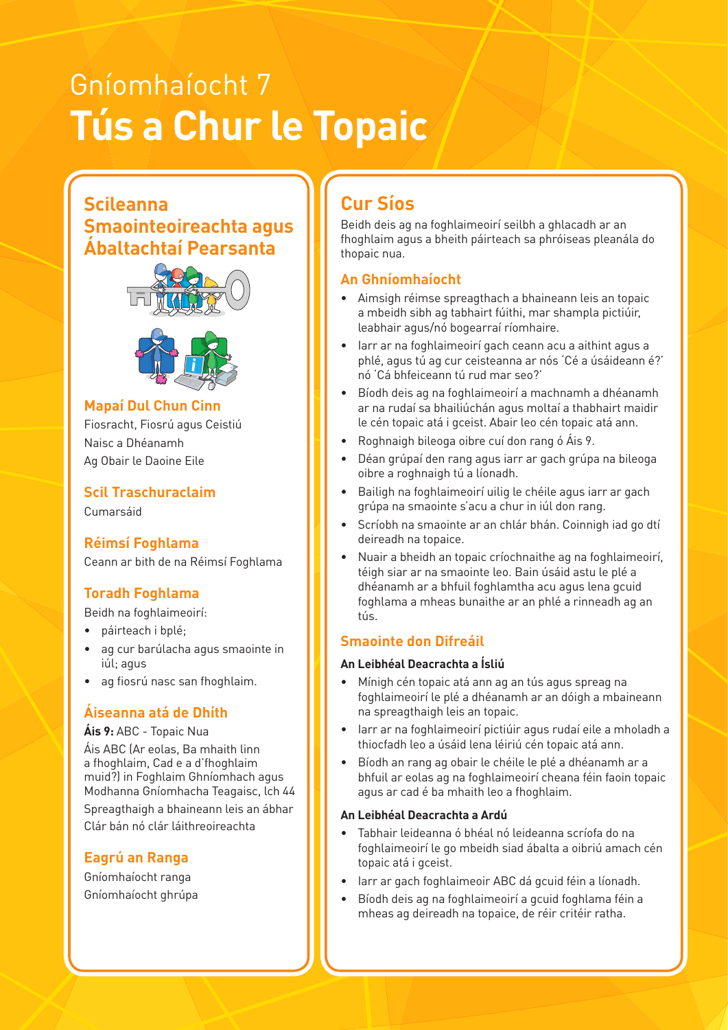# Gníomhaíocht 7
# **Tús a Chur le Topaic**

## Scileanna Smaointeoireachta agus Ábaltachtaí Pearsanta

### Mapaí Dul Chun Cinn

Fiosracht, Fiosrú agus Ceistiú

Naisc a Dhéanamh

Ag Obair le Daoine Eile

### Scil Traschuraclaim

Cumarsáid

### Réimsí Foghlama

Ceann ar bith de na Réimsí Foghlama

### Toradh Foghlama

Beidh na foghlaimeoirí:

- páirteach i bplé;
- ag cur barúlacha agus smaointe in iúl; agus
- ag fiosrú nasc san fhoghlaim.

### Áiseanna atá de Dhíth

**Áis 9:** ABC - Topaic Nua

Áis ABC (Ar eolas, Ba mhaith linn a fhoghlaim, Cad e a d'fhoghlaim muid?) in Foghlaim Ghníomhach agus Modhanna Gníomhacha Teagaisc, lch 44

Spreagthaigh a bhaineann leis an ábhar

Clár bán nó clár láithreoireachta

### Eagrú an Ranga

Gníomhaíocht ranga

Gníomhaíocht ghrúpa

## Cur Síos

Beidh deis ag na foghlaimeoirí seilbh a ghlacadh ar an fhoghlaim agus a bheith páirteach sa phróiseas pleanála do thopaic nua.

### An Ghníomhaíocht

- Aimsigh réimse spreagthach a bhaineann leis an topaic a mbeidh sibh ag tabhairt fúithi, mar shampla pictiúir, leabhair agus/nó bogearraí ríomhaire.
- Iarr ar na foghlaimeoirí gach ceann acu a aithint agus a phlé, agus tú ag cur ceisteanna ar nós 'Cé a úsáideann é?' nó 'Cá bhfeiceann tú rud mar seo?'
- Bíodh deis ag na foghlaimeoirí a machnamh a dhéanamh ar na rudaí sa bhailiúchán agus moltaí a thabhairt maidir le cén topaic atá i gceist. Abair leo cén topaic atá ann.
- Roghnaigh bileoga oibre cuí don rang ó Áis 9.
- Déan grúpaí den rang agus iarr ar gach grúpa na bileoga oibre a roghnaigh tú a líonadh.
- Bailigh na foghlaimeoirí uilig le chéile agus iarr ar gach grúpa na smaointe s'acu a chur in iúl don rang.
- Scríobh na smaointe ar an chlár bhán. Coinnigh iad go dtí deireadh na topaice.
- Nuair a bheidh an topaic críochnaithe ag na foghlaimeoirí, téigh siar ar na smaointe leo. Bain úsáid astu le plé a dhéanamh ar a bhfuil foghlamtha acu agus lena gcuid foghlama a mheas bunaithe ar an phlé a rinneadh ag an tús.

### Smaointe don Difreáil

**An Leibhéal Deacrachta a Ísliú**

- Mínigh cén topaic atá ann ag an tús agus spreag na foghlaimeoirí le plé a dhéanamh ar an dóigh a mbaineann na spreagthaigh leis an topaic.
- Iarr ar na foghlaimeoirí pictiúir agus rudaí eile a mholadh a thiocfadh leo a úsáid lena léiriú cén topaic atá ann.
- Bíodh an rang ag obair le chéile le plé a dhéanamh ar a bhfuil ar eolas ag na foghlaimeoirí cheana féin faoin topaic agus ar cad é ba mhaith leo a fhoghlaim.

**An Leibhéal Deacrachta a Ardú**

- Tabhair leideanna ó bhéal nó leideanna scríofa do na foghlaimeoirí le go mbeidh siad ábalta a oibriú amach cén topaic atá i gceist.
- Iarr ar gach foghlaimeoir ABC dá gcuid féin a líonadh.
- Bíodh deis ag na foghlaimeoirí a gcuid foghlama féin a mheas ag deireadh na topaice, de réir critéir ratha.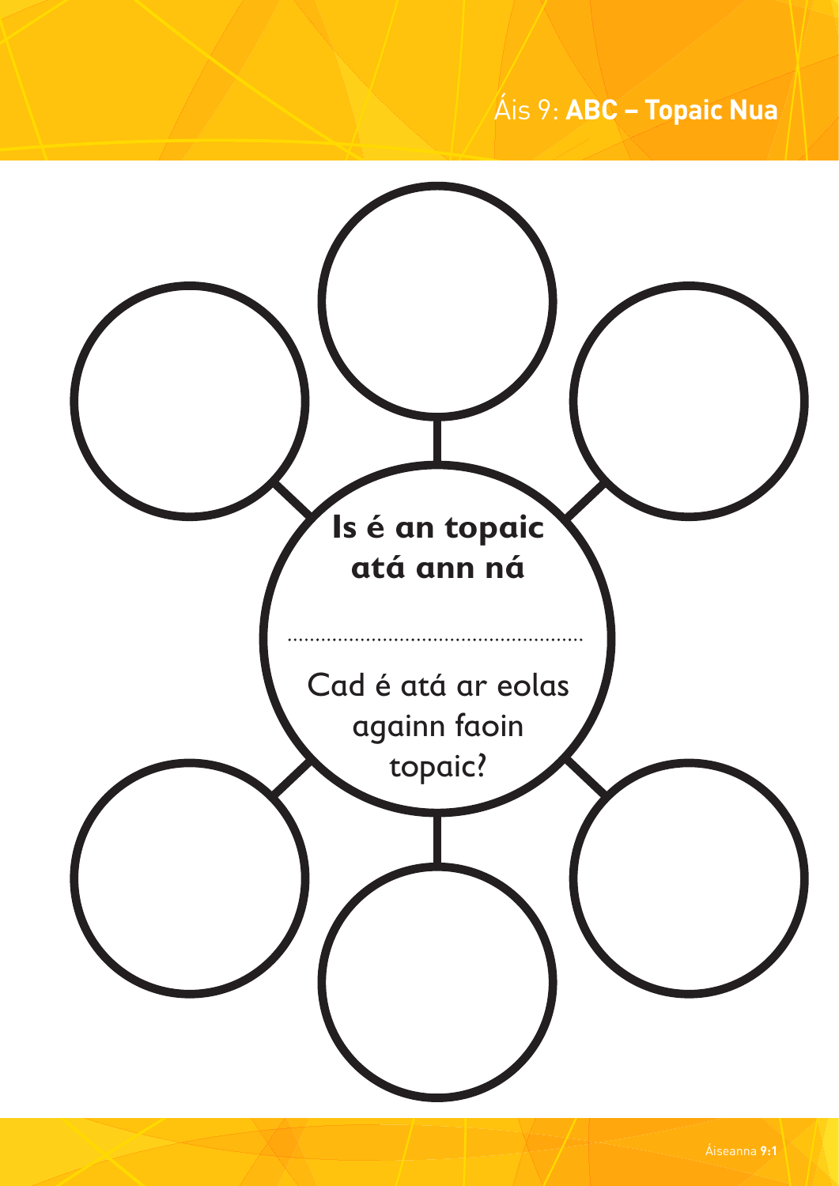# Áis 9: **ABC – Topaic Nua**

**Is é an topaic atá ann ná**

........................................................

Cad é atá ar eolas againn faoin topaic?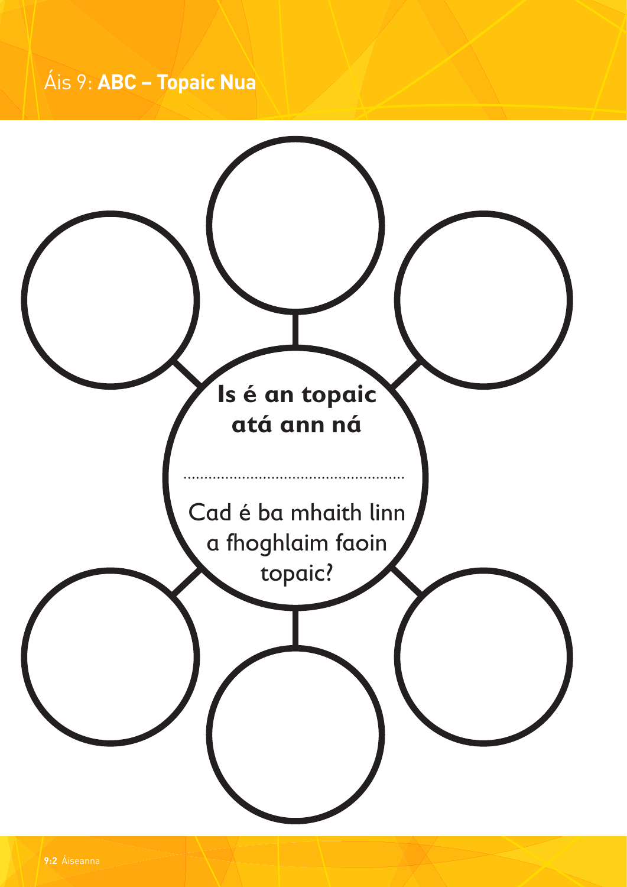# Áis 9: **ABC – Topaic Nua**

**Is é an topaic atá ann ná**

......................................................

Cad é ba mhaith linn a fhoghlaim faoin topaic?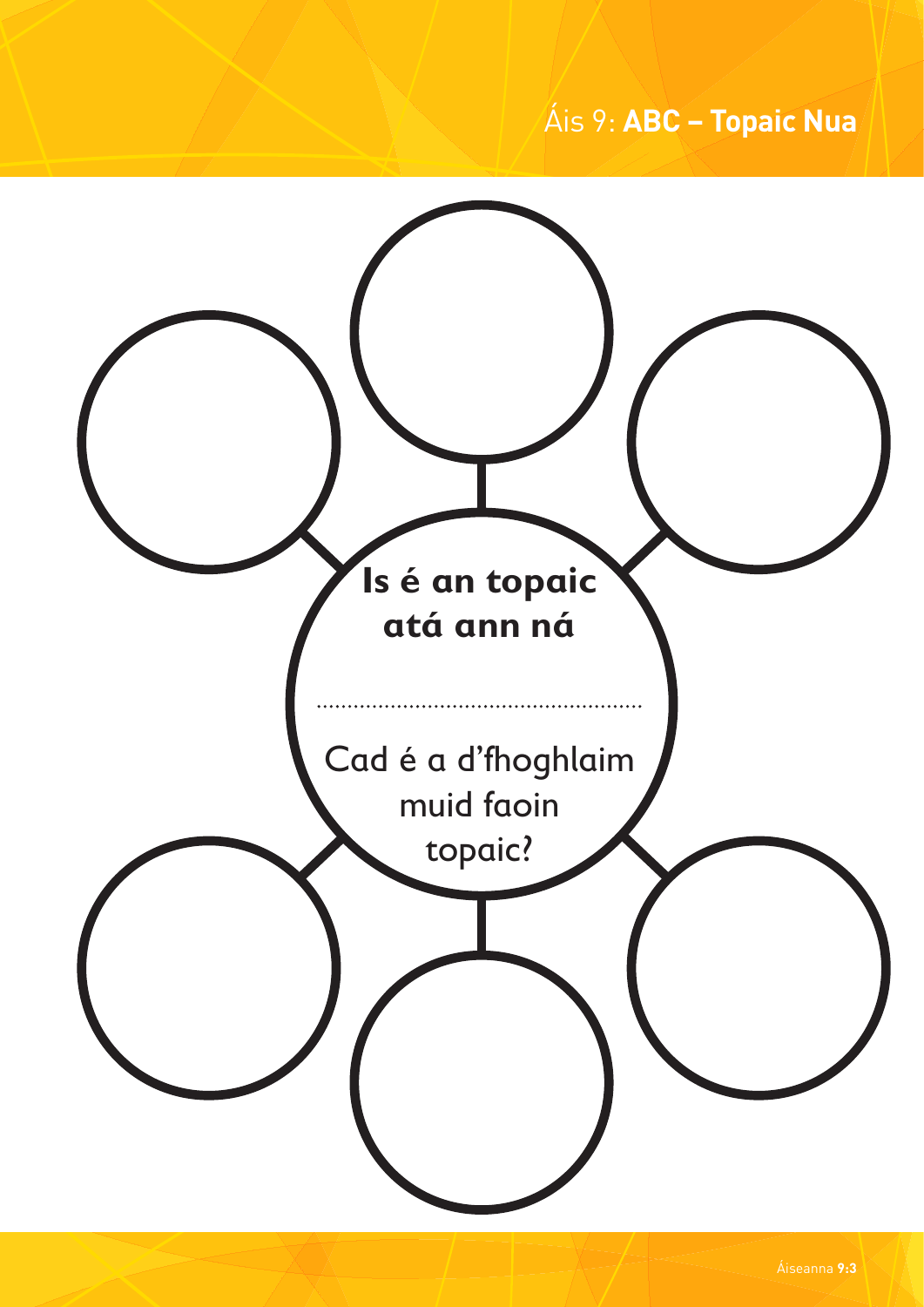# Áis 9: **ABC – Topaic Nua**

**Is é an topaic atá ann ná**

........................................................

Cad é a d'fhoghlaim muid faoin topaic?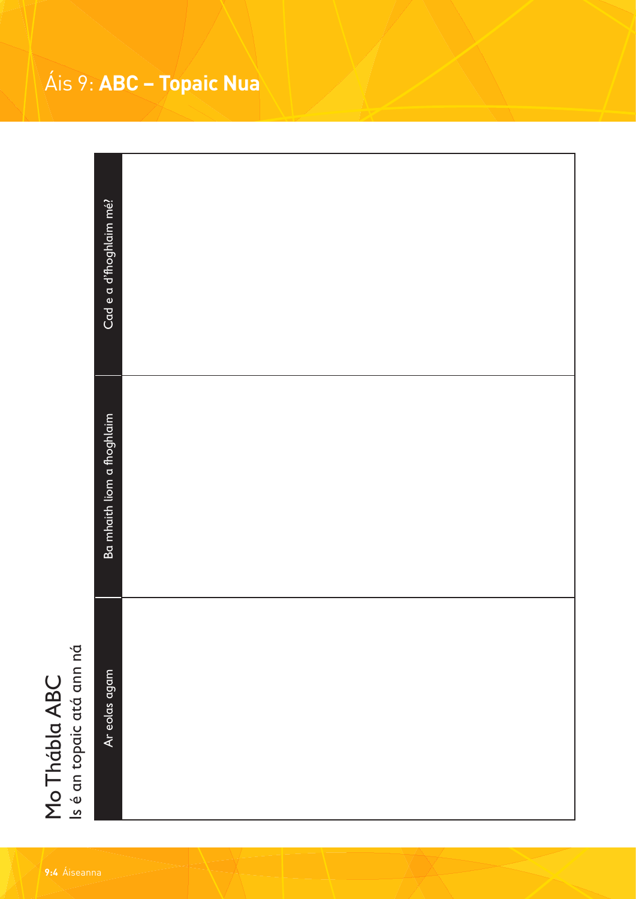# Áis 9: **ABC – Topaic Nua**

## Mo Thábla ABC

Is é an topaic atá ann ná

| Ar eolas agam | Ba mhaith liom a fhoghlaim | Cad e a d'fhoghlaim mé? |
| --- | --- | --- |
| | | |